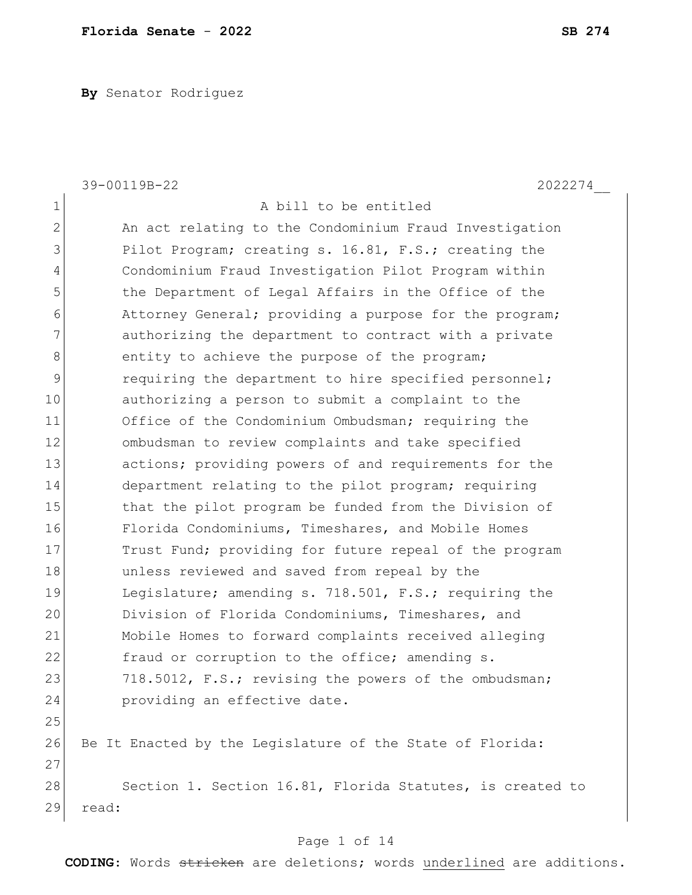**By** Senator Rodriguez

39-00119B-22 2022274__

A bill to be entitled

An act relating to the Condominium Fraud Investigation Pilot Program; creating s. 16.81, F.S.; creating the Condominium Fraud Investigation Pilot Program within the Department of Legal Affairs in the Office of the Attorney General; providing a purpose for the program; authorizing the department to contract with a private entity to achieve the purpose of the program; requiring the department to hire specified personnel; authorizing a person to submit a complaint to the Office of the Condominium Ombudsman; requiring the ombudsman to review complaints and take specified actions; providing powers of and requirements for the department relating to the pilot program; requiring that the pilot program be funded from the Division of Florida Condominiums, Timeshares, and Mobile Homes Trust Fund; providing for future repeal of the program unless reviewed and saved from repeal by the Legislature; amending s. 718.501, F.S.; requiring the Division of Florida Condominiums, Timeshares, and Mobile Homes to forward complaints received alleging fraud or corruption to the office; amending s. 718.5012, F.S.; revising the powers of the ombudsman; providing an effective date.

Be It Enacted by the Legislature of the State of Florida:

Section 1. Section 16.81, Florida Statutes, is created to read:

**CODING:** Words ~~stricken~~ are deletions; words <u>underlined</u> are additions.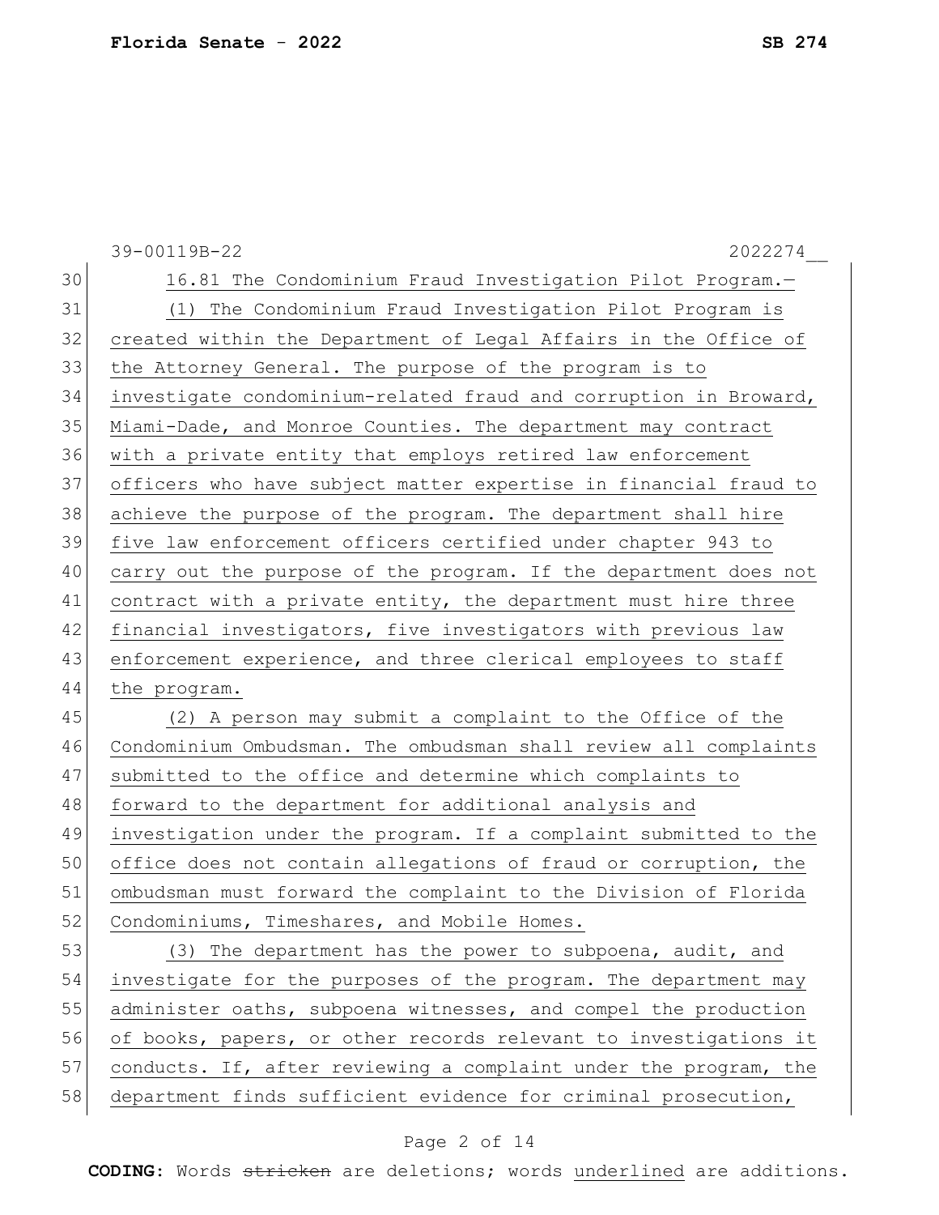16.81 The Condominium Fraud Investigation Pilot Program.—

(1) The Condominium Fraud Investigation Pilot Program is created within the Department of Legal Affairs in the Office of the Attorney General. The purpose of the program is to investigate condominium-related fraud and corruption in Broward, Miami-Dade, and Monroe Counties. The department may contract with a private entity that employs retired law enforcement officers who have subject matter expertise in financial fraud to achieve the purpose of the program. The department shall hire five law enforcement officers certified under chapter 943 to carry out the purpose of the program. If the department does not contract with a private entity, the department must hire three financial investigators, five investigators with previous law enforcement experience, and three clerical employees to staff the program.

(2) A person may submit a complaint to the Office of the Condominium Ombudsman. The ombudsman shall review all complaints submitted to the office and determine which complaints to forward to the department for additional analysis and investigation under the program. If a complaint submitted to the office does not contain allegations of fraud or corruption, the ombudsman must forward the complaint to the Division of Florida Condominiums, Timeshares, and Mobile Homes.

(3) The department has the power to subpoena, audit, and investigate for the purposes of the program. The department may administer oaths, subpoena witnesses, and compel the production of books, papers, or other records relevant to investigations it conducts. If, after reviewing a complaint under the program, the department finds sufficient evidence for criminal prosecution,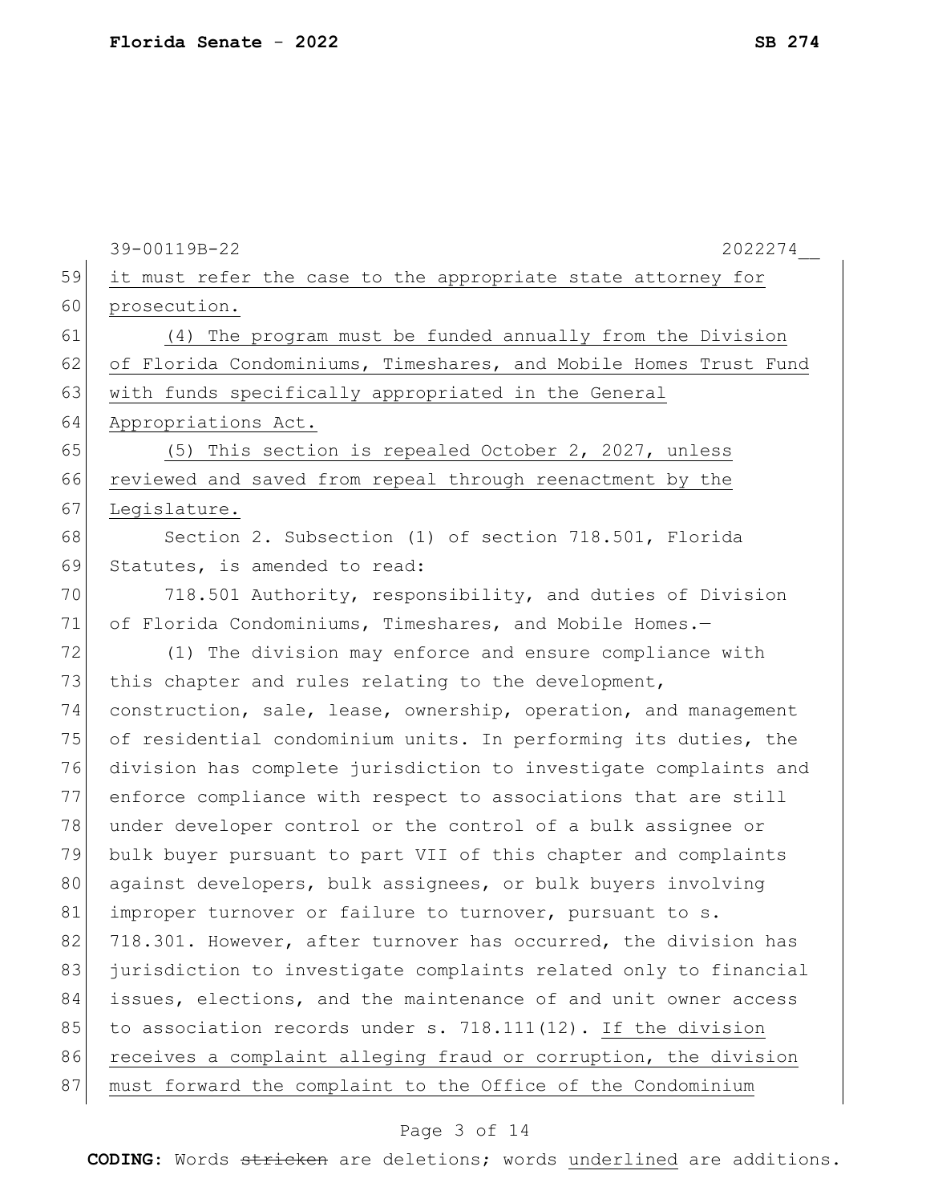it must refer the case to the appropriate state attorney for prosecution.

(4) The program must be funded annually from the Division of Florida Condominiums, Timeshares, and Mobile Homes Trust Fund with funds specifically appropriated in the General Appropriations Act.

(5) This section is repealed October 2, 2027, unless reviewed and saved from repeal through reenactment by the Legislature.

Section 2. Subsection (1) of section 718.501, Florida Statutes, is amended to read:

718.501 Authority, responsibility, and duties of Division of Florida Condominiums, Timeshares, and Mobile Homes.—

(1) The division may enforce and ensure compliance with this chapter and rules relating to the development, construction, sale, lease, ownership, operation, and management of residential condominium units. In performing its duties, the division has complete jurisdiction to investigate complaints and enforce compliance with respect to associations that are still under developer control or the control of a bulk assignee or bulk buyer pursuant to part VII of this chapter and complaints against developers, bulk assignees, or bulk buyers involving improper turnover or failure to turnover, pursuant to s. 718.301. However, after turnover has occurred, the division has jurisdiction to investigate complaints related only to financial issues, elections, and the maintenance of and unit owner access to association records under s. 718.111(12). If the division receives a complaint alleging fraud or corruption, the division must forward the complaint to the Office of the Condominium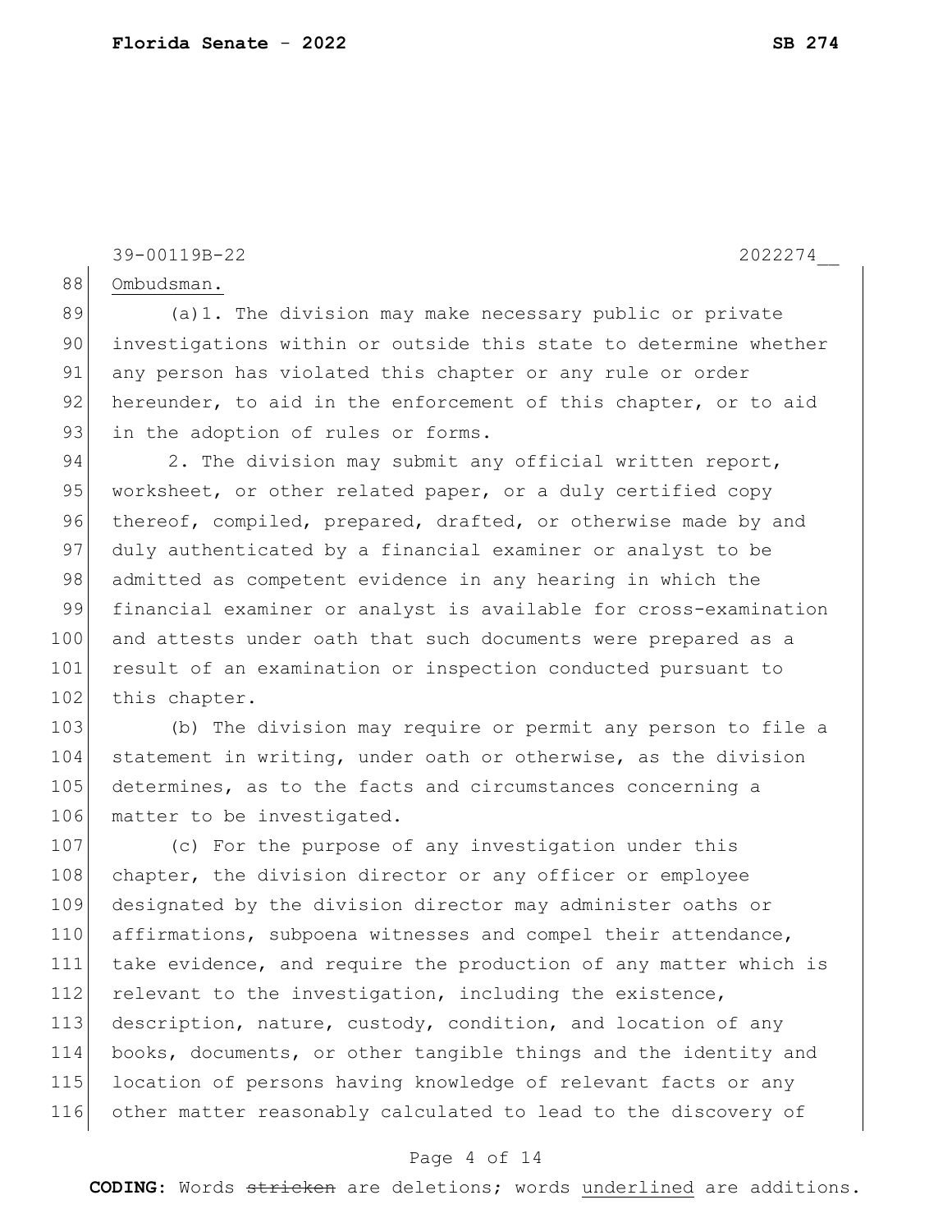Ombudsman.

(a)1. The division may make necessary public or private investigations within or outside this state to determine whether any person has violated this chapter or any rule or order hereunder, to aid in the enforcement of this chapter, or to aid in the adoption of rules or forms.

2. The division may submit any official written report, worksheet, or other related paper, or a duly certified copy thereof, compiled, prepared, drafted, or otherwise made by and duly authenticated by a financial examiner or analyst to be admitted as competent evidence in any hearing in which the financial examiner or analyst is available for cross-examination and attests under oath that such documents were prepared as a result of an examination or inspection conducted pursuant to this chapter.

(b) The division may require or permit any person to file a statement in writing, under oath or otherwise, as the division determines, as to the facts and circumstances concerning a matter to be investigated.

(c) For the purpose of any investigation under this chapter, the division director or any officer or employee designated by the division director may administer oaths or affirmations, subpoena witnesses and compel their attendance, take evidence, and require the production of any matter which is relevant to the investigation, including the existence, description, nature, custody, condition, and location of any books, documents, or other tangible things and the identity and location of persons having knowledge of relevant facts or any other matter reasonably calculated to lead to the discovery of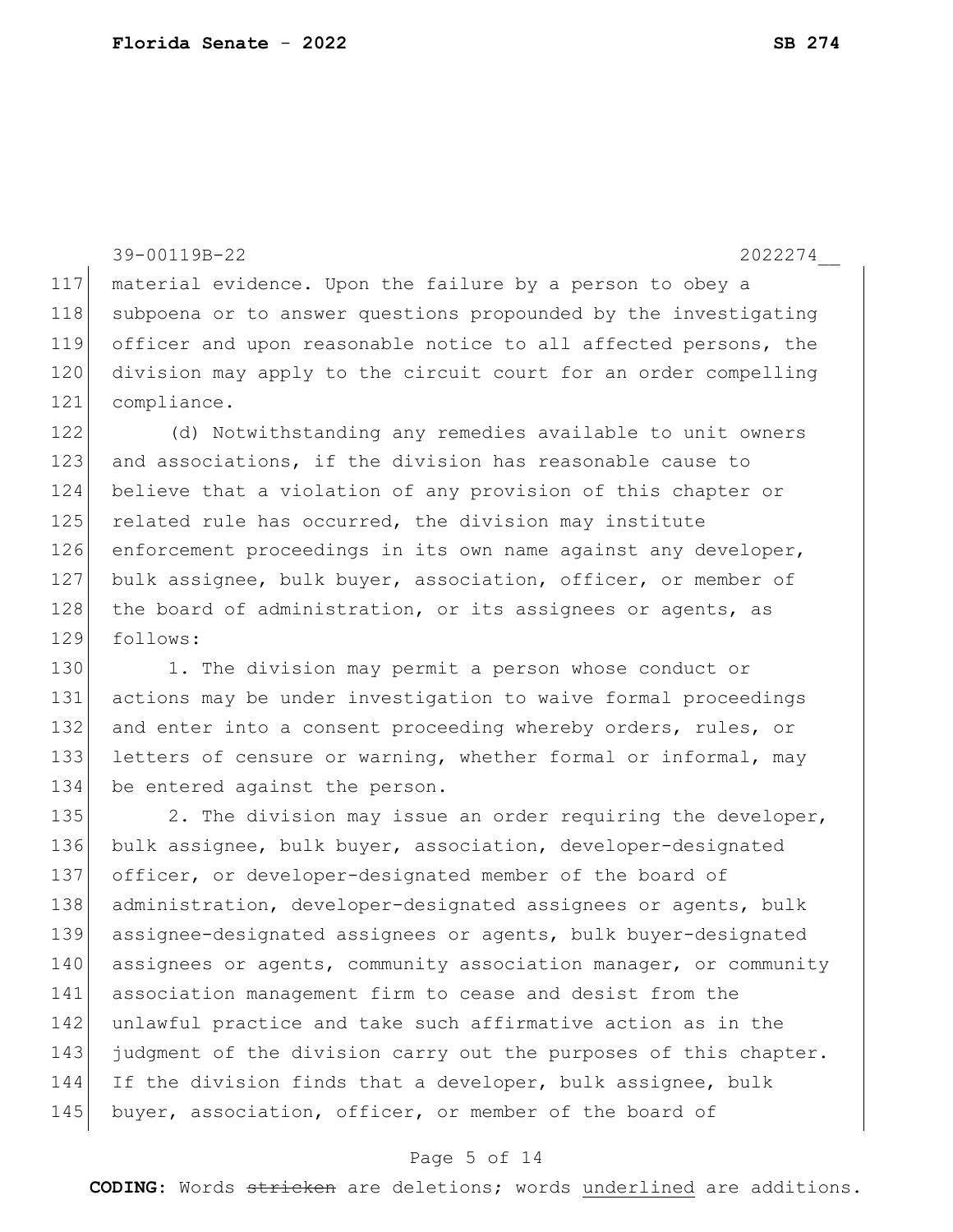material evidence. Upon the failure by a person to obey a subpoena or to answer questions propounded by the investigating officer and upon reasonable notice to all affected persons, the division may apply to the circuit court for an order compelling compliance.

(d) Notwithstanding any remedies available to unit owners and associations, if the division has reasonable cause to believe that a violation of any provision of this chapter or related rule has occurred, the division may institute enforcement proceedings in its own name against any developer, bulk assignee, bulk buyer, association, officer, or member of the board of administration, or its assignees or agents, as follows:

1. The division may permit a person whose conduct or actions may be under investigation to waive formal proceedings and enter into a consent proceeding whereby orders, rules, or letters of censure or warning, whether formal or informal, may be entered against the person.

2. The division may issue an order requiring the developer, bulk assignee, bulk buyer, association, developer-designated officer, or developer-designated member of the board of administration, developer-designated assignees or agents, bulk assignee-designated assignees or agents, bulk buyer-designated assignees or agents, community association manager, or community association management firm to cease and desist from the unlawful practice and take such affirmative action as in the judgment of the division carry out the purposes of this chapter. If the division finds that a developer, bulk assignee, bulk buyer, association, officer, or member of the board of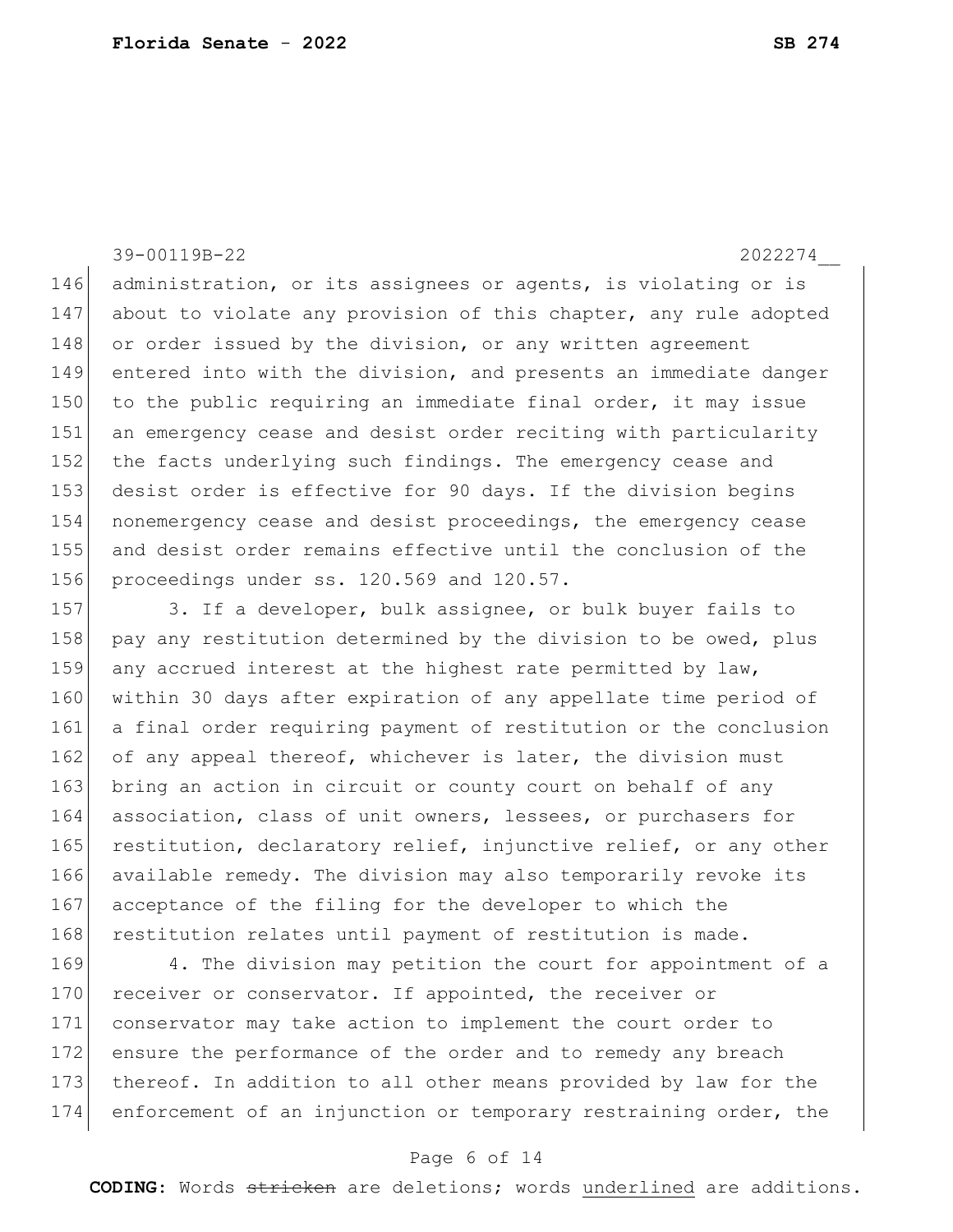administration, or its assignees or agents, is violating or is about to violate any provision of this chapter, any rule adopted or order issued by the division, or any written agreement entered into with the division, and presents an immediate danger to the public requiring an immediate final order, it may issue an emergency cease and desist order reciting with particularity the facts underlying such findings. The emergency cease and desist order is effective for 90 days. If the division begins nonemergency cease and desist proceedings, the emergency cease and desist order remains effective until the conclusion of the proceedings under ss. 120.569 and 120.57.

3. If a developer, bulk assignee, or bulk buyer fails to pay any restitution determined by the division to be owed, plus any accrued interest at the highest rate permitted by law, within 30 days after expiration of any appellate time period of a final order requiring payment of restitution or the conclusion of any appeal thereof, whichever is later, the division must bring an action in circuit or county court on behalf of any association, class of unit owners, lessees, or purchasers for restitution, declaratory relief, injunctive relief, or any other available remedy. The division may also temporarily revoke its acceptance of the filing for the developer to which the restitution relates until payment of restitution is made.

4. The division may petition the court for appointment of a receiver or conservator. If appointed, the receiver or conservator may take action to implement the court order to ensure the performance of the order and to remedy any breach thereof. In addition to all other means provided by law for the enforcement of an injunction or temporary restraining order, the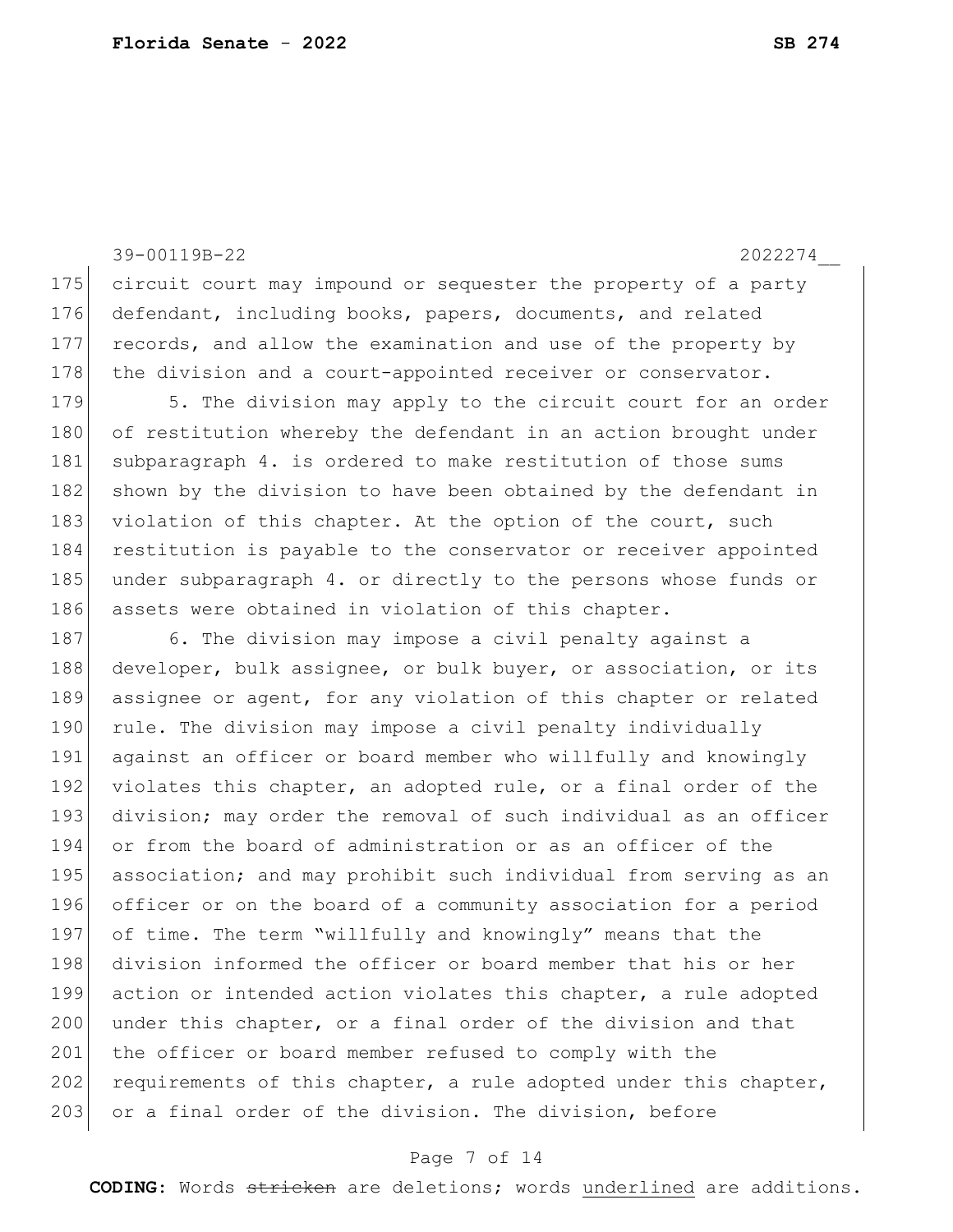39-00119B-22 2022274__

175 circuit court may impound or sequester the property of a party
176 defendant, including books, papers, documents, and related
177 records, and allow the examination and use of the property by
178 the division and a court-appointed receiver or conservator.

179 5. The division may apply to the circuit court for an order
180 of restitution whereby the defendant in an action brought under
181 subparagraph 4. is ordered to make restitution of those sums
182 shown by the division to have been obtained by the defendant in
183 violation of this chapter. At the option of the court, such
184 restitution is payable to the conservator or receiver appointed
185 under subparagraph 4. or directly to the persons whose funds or
186 assets were obtained in violation of this chapter.

187 6. The division may impose a civil penalty against a
188 developer, bulk assignee, or bulk buyer, or association, or its
189 assignee or agent, for any violation of this chapter or related
190 rule. The division may impose a civil penalty individually
191 against an officer or board member who willfully and knowingly
192 violates this chapter, an adopted rule, or a final order of the
193 division; may order the removal of such individual as an officer
194 or from the board of administration or as an officer of the
195 association; and may prohibit such individual from serving as an
196 officer or on the board of a community association for a period
197 of time. The term "willfully and knowingly" means that the
198 division informed the officer or board member that his or her
199 action or intended action violates this chapter, a rule adopted
200 under this chapter, or a final order of the division and that
201 the officer or board member refused to comply with the
202 requirements of this chapter, a rule adopted under this chapter,
203 or a final order of the division. The division, before

**CODING:** Words ~~stricken~~ are deletions; words <u>underlined</u> are additions.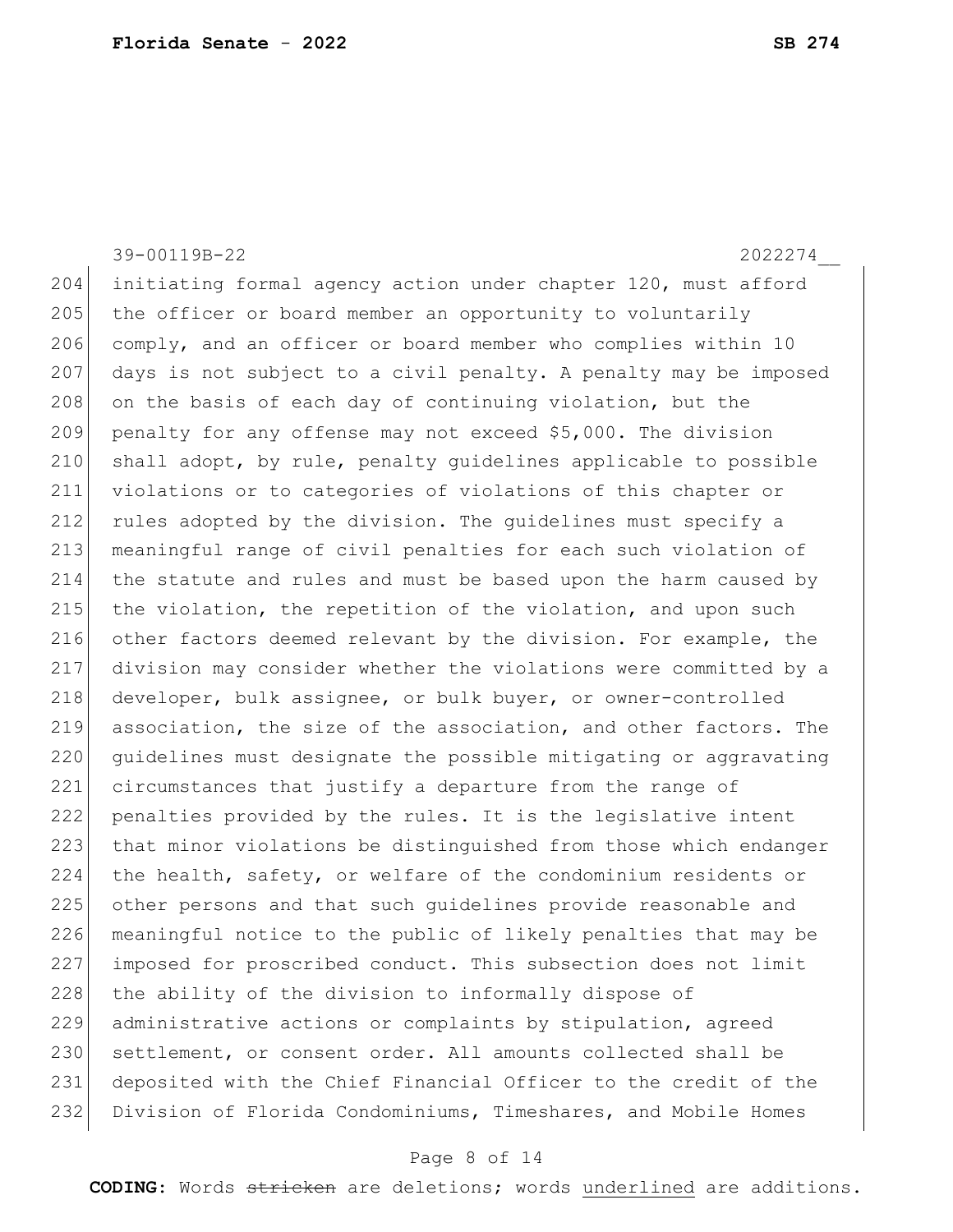initiating formal agency action under chapter 120, must afford the officer or board member an opportunity to voluntarily comply, and an officer or board member who complies within 10 days is not subject to a civil penalty. A penalty may be imposed on the basis of each day of continuing violation, but the penalty for any offense may not exceed $5,000. The division shall adopt, by rule, penalty guidelines applicable to possible violations or to categories of violations of this chapter or rules adopted by the division. The guidelines must specify a meaningful range of civil penalties for each such violation of the statute and rules and must be based upon the harm caused by the violation, the repetition of the violation, and upon such other factors deemed relevant by the division. For example, the division may consider whether the violations were committed by a developer, bulk assignee, or bulk buyer, or owner-controlled association, the size of the association, and other factors. The guidelines must designate the possible mitigating or aggravating circumstances that justify a departure from the range of penalties provided by the rules. It is the legislative intent that minor violations be distinguished from those which endanger the health, safety, or welfare of the condominium residents or other persons and that such guidelines provide reasonable and meaningful notice to the public of likely penalties that may be imposed for proscribed conduct. This subsection does not limit the ability of the division to informally dispose of administrative actions or complaints by stipulation, agreed settlement, or consent order. All amounts collected shall be deposited with the Chief Financial Officer to the credit of the Division of Florida Condominiums, Timeshares, and Mobile Homes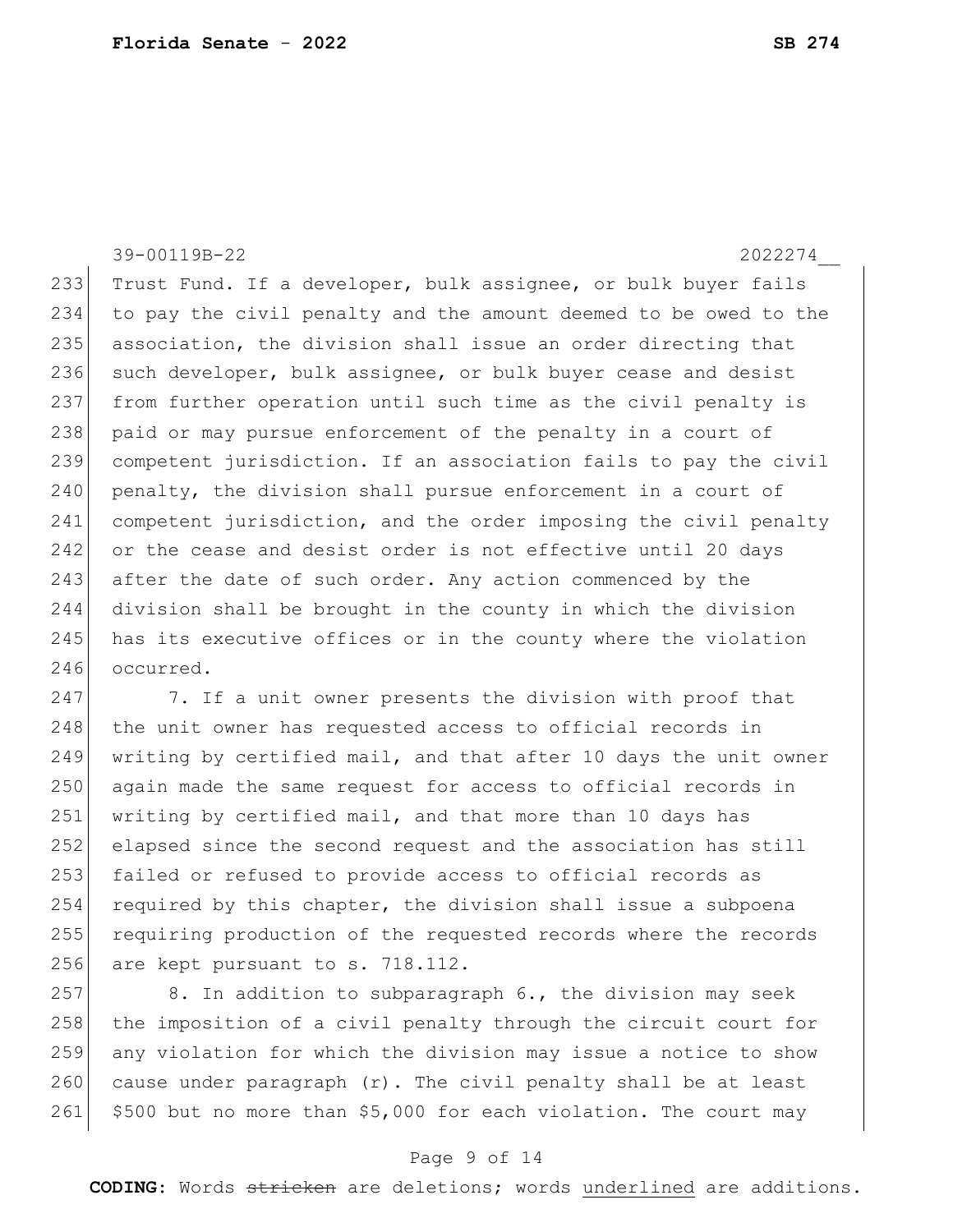Trust Fund. If a developer, bulk assignee, or bulk buyer fails to pay the civil penalty and the amount deemed to be owed to the association, the division shall issue an order directing that such developer, bulk assignee, or bulk buyer cease and desist from further operation until such time as the civil penalty is paid or may pursue enforcement of the penalty in a court of competent jurisdiction. If an association fails to pay the civil penalty, the division shall pursue enforcement in a court of competent jurisdiction, and the order imposing the civil penalty or the cease and desist order is not effective until 20 days after the date of such order. Any action commenced by the division shall be brought in the county in which the division has its executive offices or in the county where the violation occurred.

7. If a unit owner presents the division with proof that the unit owner has requested access to official records in writing by certified mail, and that after 10 days the unit owner again made the same request for access to official records in writing by certified mail, and that more than 10 days has elapsed since the second request and the association has still failed or refused to provide access to official records as required by this chapter, the division shall issue a subpoena requiring production of the requested records where the records are kept pursuant to s. 718.112.

8. In addition to subparagraph 6., the division may seek the imposition of a civil penalty through the circuit court for any violation for which the division may issue a notice to show cause under paragraph (r). The civil penalty shall be at least $500 but no more than $5,000 for each violation. The court may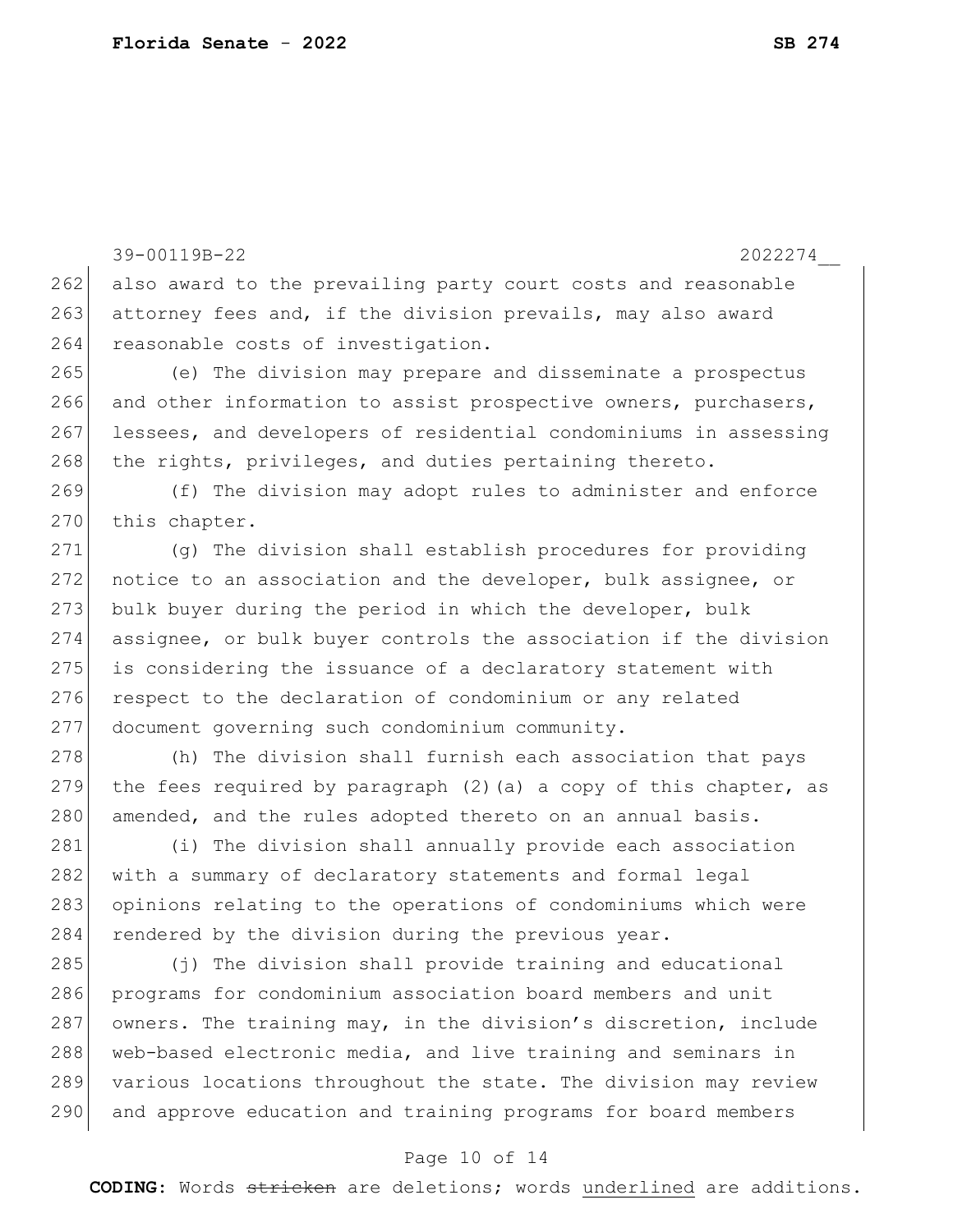also award to the prevailing party court costs and reasonable attorney fees and, if the division prevails, may also award reasonable costs of investigation.

(e) The division may prepare and disseminate a prospectus and other information to assist prospective owners, purchasers, lessees, and developers of residential condominiums in assessing the rights, privileges, and duties pertaining thereto.

(f) The division may adopt rules to administer and enforce this chapter.

(g) The division shall establish procedures for providing notice to an association and the developer, bulk assignee, or bulk buyer during the period in which the developer, bulk assignee, or bulk buyer controls the association if the division is considering the issuance of a declaratory statement with respect to the declaration of condominium or any related document governing such condominium community.

(h) The division shall furnish each association that pays the fees required by paragraph (2)(a) a copy of this chapter, as amended, and the rules adopted thereto on an annual basis.

(i) The division shall annually provide each association with a summary of declaratory statements and formal legal opinions relating to the operations of condominiums which were rendered by the division during the previous year.

(j) The division shall provide training and educational programs for condominium association board members and unit owners. The training may, in the division's discretion, include web-based electronic media, and live training and seminars in various locations throughout the state. The division may review and approve education and training programs for board members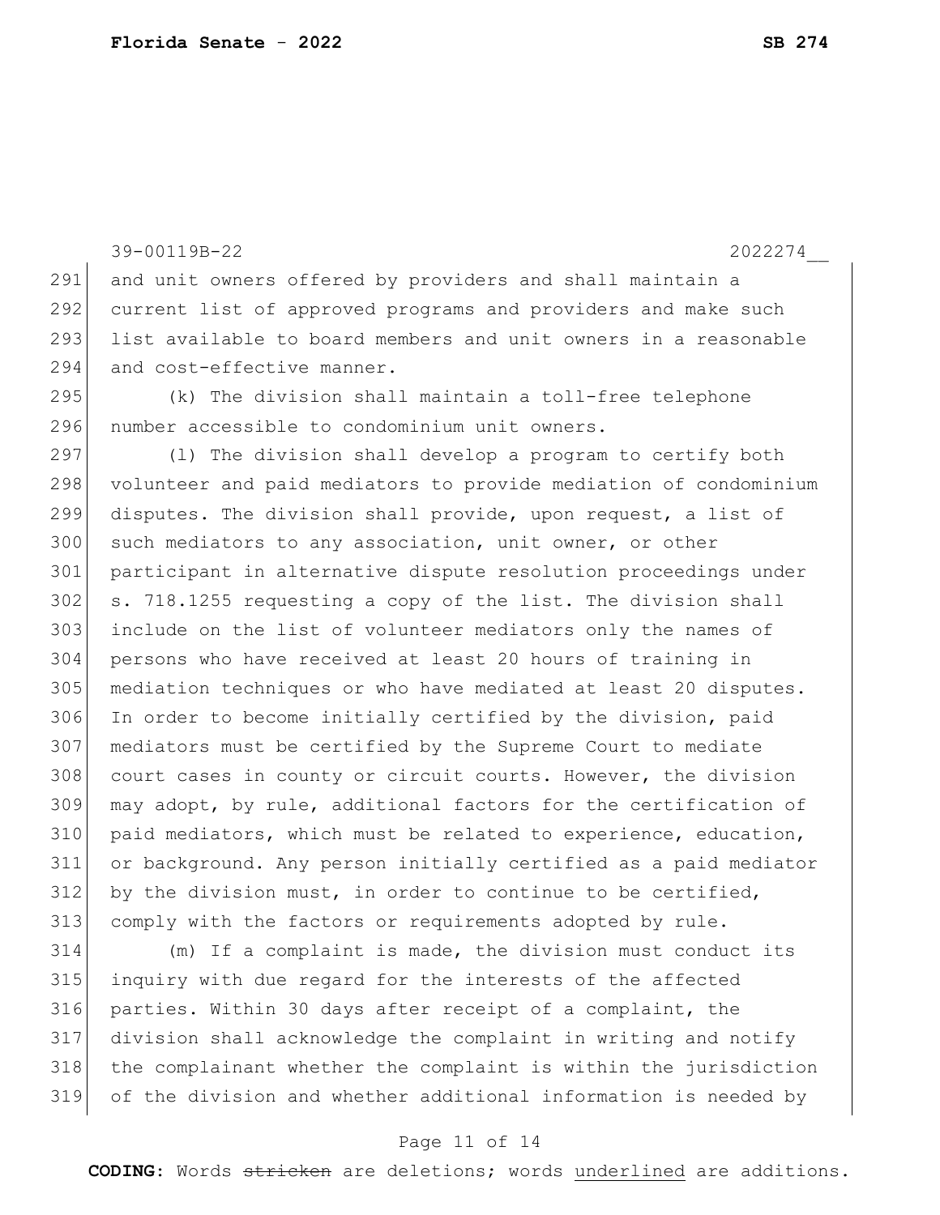and unit owners offered by providers and shall maintain a current list of approved programs and providers and make such list available to board members and unit owners in a reasonable and cost-effective manner.

(k) The division shall maintain a toll-free telephone number accessible to condominium unit owners.

(l) The division shall develop a program to certify both volunteer and paid mediators to provide mediation of condominium disputes. The division shall provide, upon request, a list of such mediators to any association, unit owner, or other participant in alternative dispute resolution proceedings under s. 718.1255 requesting a copy of the list. The division shall include on the list of volunteer mediators only the names of persons who have received at least 20 hours of training in mediation techniques or who have mediated at least 20 disputes. In order to become initially certified by the division, paid mediators must be certified by the Supreme Court to mediate court cases in county or circuit courts. However, the division may adopt, by rule, additional factors for the certification of paid mediators, which must be related to experience, education, or background. Any person initially certified as a paid mediator by the division must, in order to continue to be certified, comply with the factors or requirements adopted by rule.

(m) If a complaint is made, the division must conduct its inquiry with due regard for the interests of the affected parties. Within 30 days after receipt of a complaint, the division shall acknowledge the complaint in writing and notify the complainant whether the complaint is within the jurisdiction of the division and whether additional information is needed by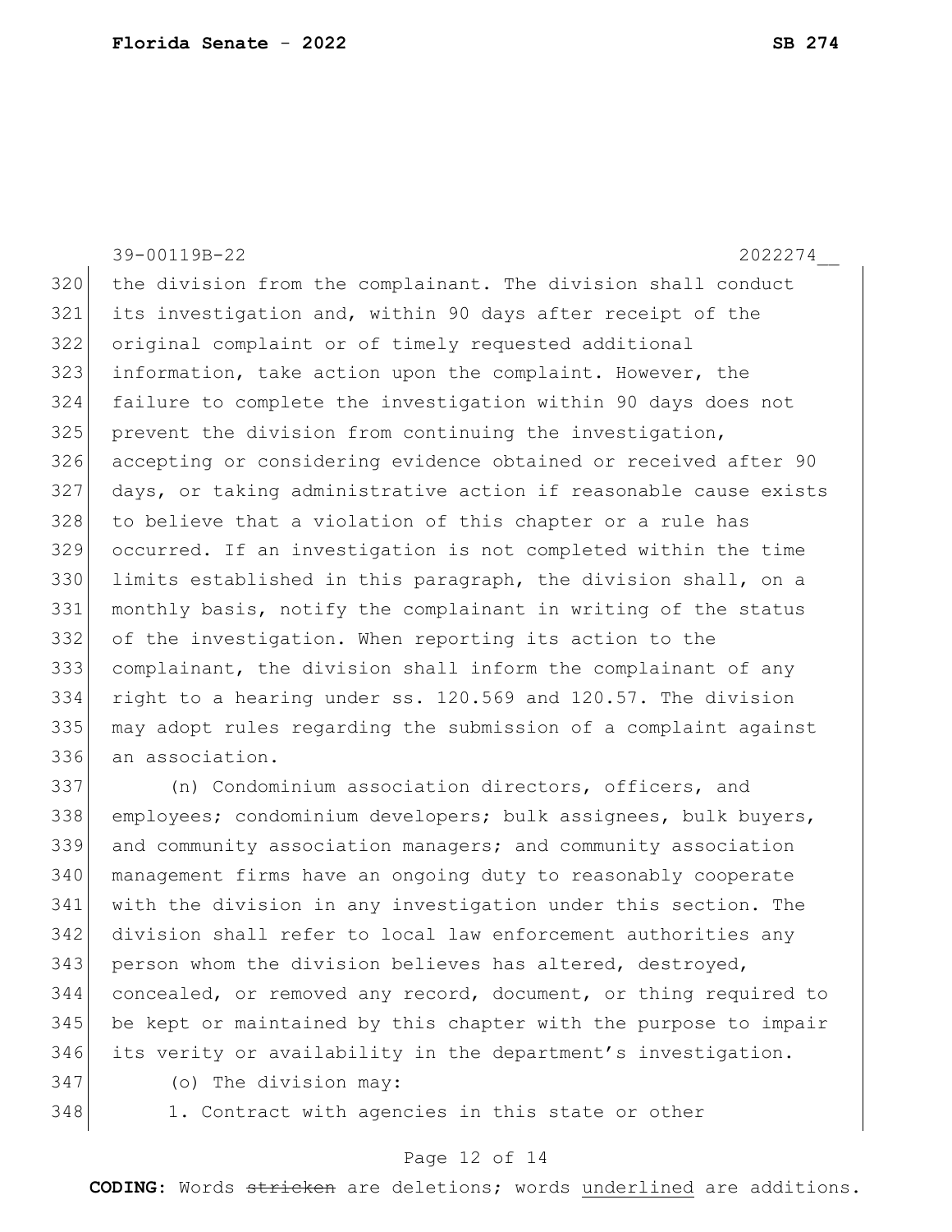the division from the complainant. The division shall conduct its investigation and, within 90 days after receipt of the original complaint or of timely requested additional information, take action upon the complaint. However, the failure to complete the investigation within 90 days does not prevent the division from continuing the investigation, accepting or considering evidence obtained or received after 90 days, or taking administrative action if reasonable cause exists to believe that a violation of this chapter or a rule has occurred. If an investigation is not completed within the time limits established in this paragraph, the division shall, on a monthly basis, notify the complainant in writing of the status of the investigation. When reporting its action to the complainant, the division shall inform the complainant of any right to a hearing under ss. 120.569 and 120.57. The division may adopt rules regarding the submission of a complaint against an association.

(n) Condominium association directors, officers, and employees; condominium developers; bulk assignees, bulk buyers, and community association managers; and community association management firms have an ongoing duty to reasonably cooperate with the division in any investigation under this section. The division shall refer to local law enforcement authorities any person whom the division believes has altered, destroyed, concealed, or removed any record, document, or thing required to be kept or maintained by this chapter with the purpose to impair its verity or availability in the department's investigation.

(o) The division may:

1. Contract with agencies in this state or other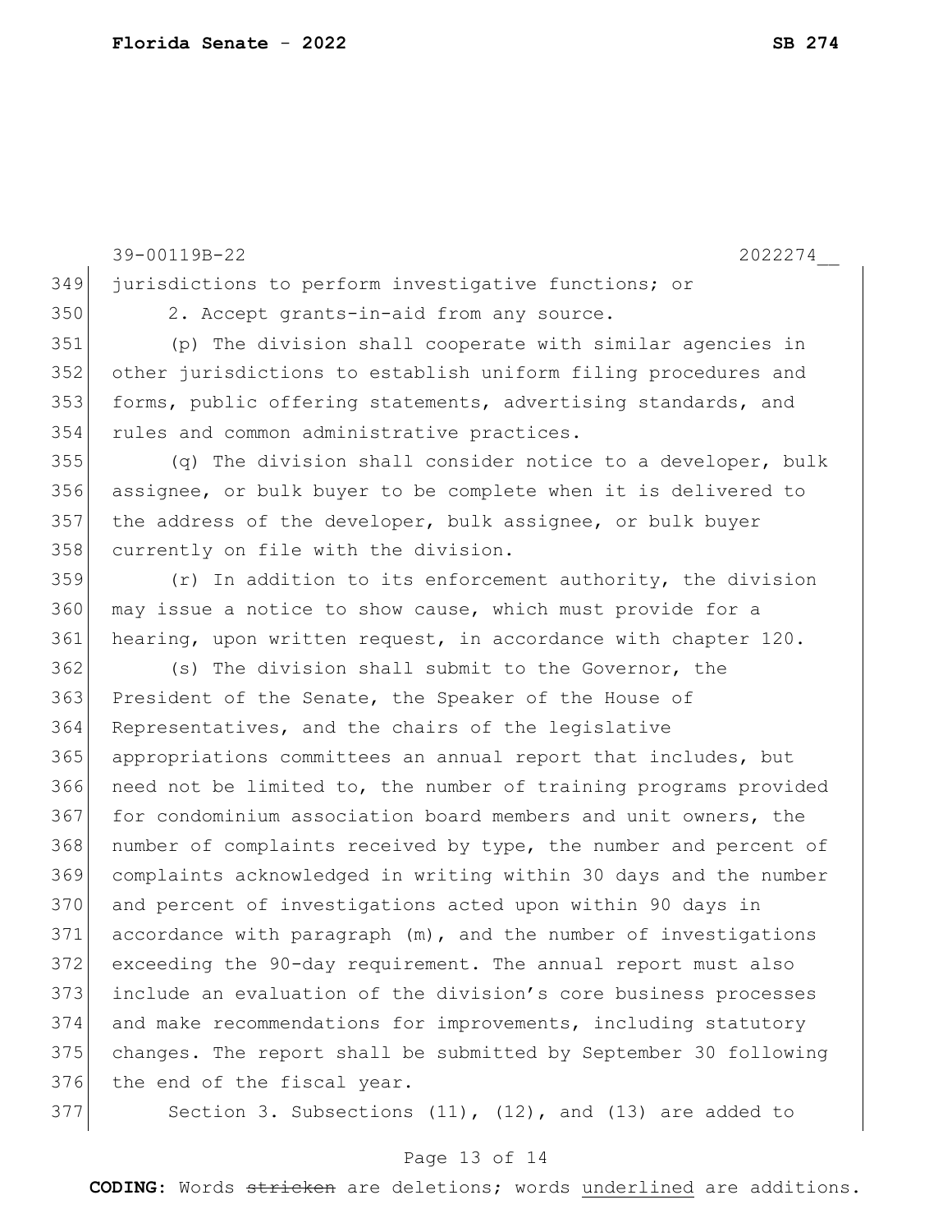jurisdictions to perform investigative functions; or

2. Accept grants-in-aid from any source.

(p) The division shall cooperate with similar agencies in other jurisdictions to establish uniform filing procedures and forms, public offering statements, advertising standards, and rules and common administrative practices.

(q) The division shall consider notice to a developer, bulk assignee, or bulk buyer to be complete when it is delivered to the address of the developer, bulk assignee, or bulk buyer currently on file with the division.

(r) In addition to its enforcement authority, the division may issue a notice to show cause, which must provide for a hearing, upon written request, in accordance with chapter 120.

(s) The division shall submit to the Governor, the President of the Senate, the Speaker of the House of Representatives, and the chairs of the legislative appropriations committees an annual report that includes, but need not be limited to, the number of training programs provided for condominium association board members and unit owners, the number of complaints received by type, the number and percent of complaints acknowledged in writing within 30 days and the number and percent of investigations acted upon within 90 days in accordance with paragraph (m), and the number of investigations exceeding the 90-day requirement. The annual report must also include an evaluation of the division's core business processes and make recommendations for improvements, including statutory changes. The report shall be submitted by September 30 following the end of the fiscal year.

Section 3. Subsections (11), (12), and (13) are added to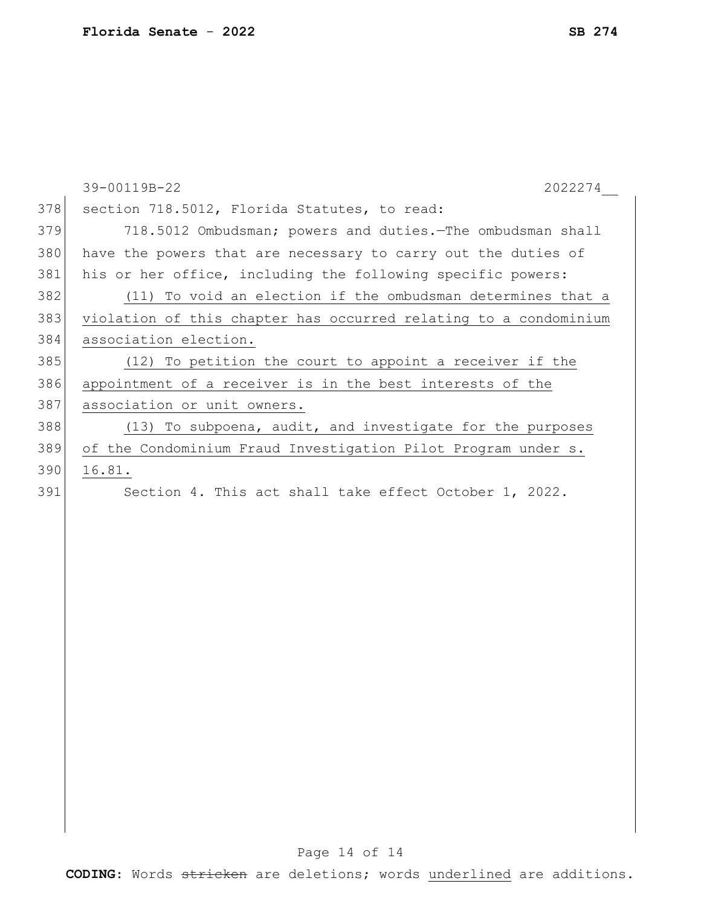39-00119B-22 2022274__

section 718.5012, Florida Statutes, to read:

718.5012 Ombudsman; powers and duties.—The ombudsman shall have the powers that are necessary to carry out the duties of his or her office, including the following specific powers:

(11) To void an election if the ombudsman determines that a violation of this chapter has occurred relating to a condominium association election.

(12) To petition the court to appoint a receiver if the appointment of a receiver is in the best interests of the association or unit owners.

(13) To subpoena, audit, and investigate for the purposes of the Condominium Fraud Investigation Pilot Program under s. 16.81.

Section 4. This act shall take effect October 1, 2022.

**CODING:** Words ~~stricken~~ are deletions; words underlined are additions.